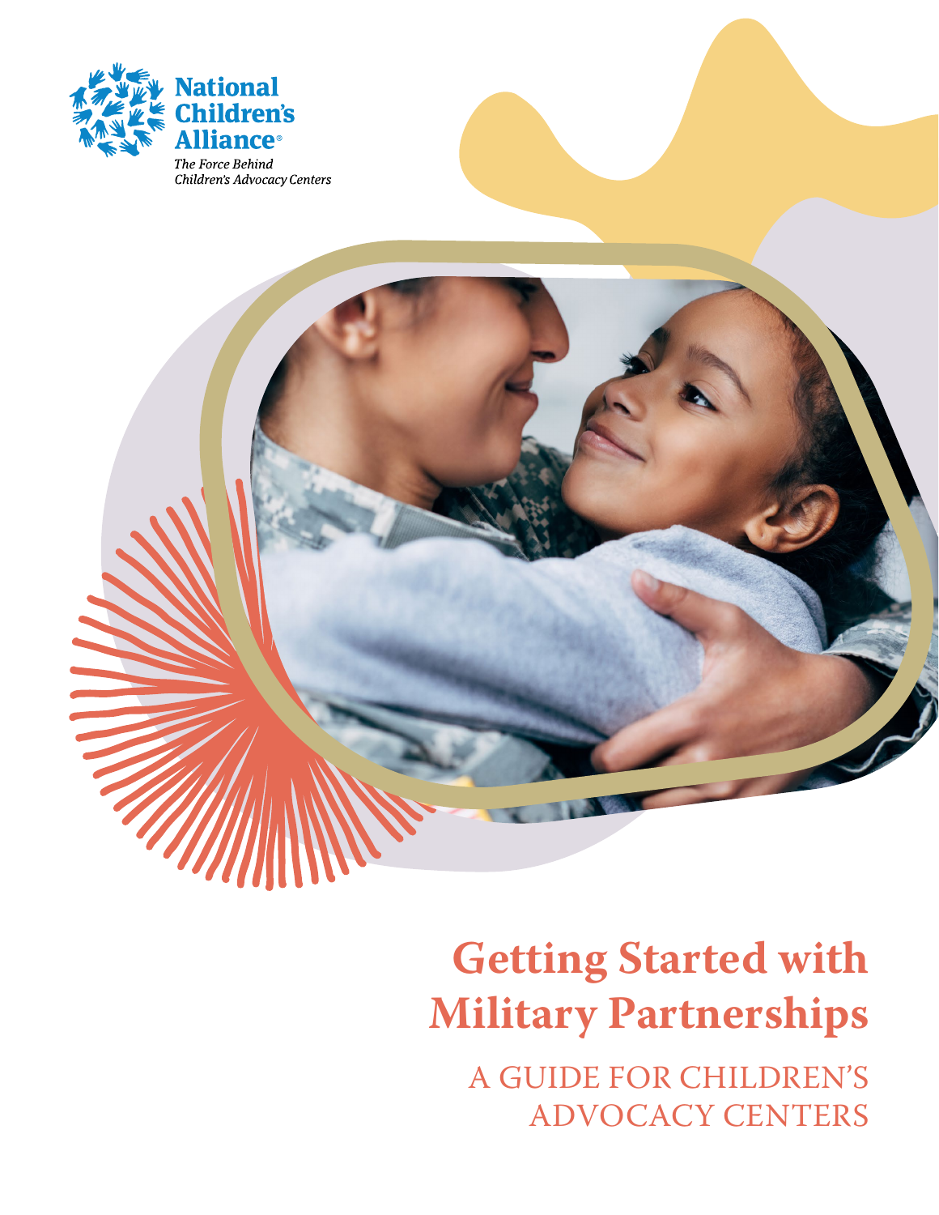National Children's Alliance®

*The Force Behind Children's Advocacy Centers*

# Getting Started with Military Partnerships

## A GUIDE FOR CHILDREN'S ADVOCACY CENTERS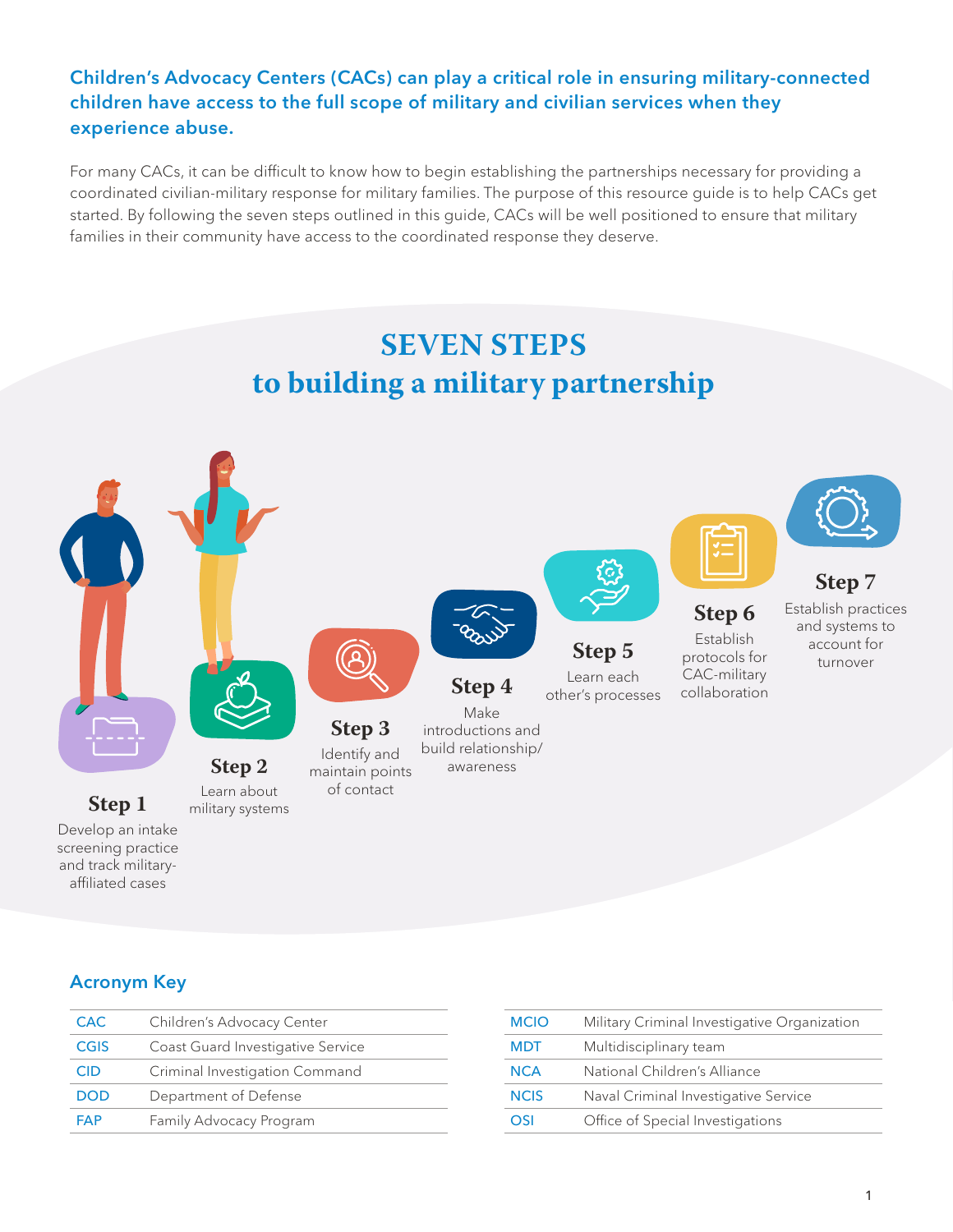**Children's Advocacy Centers (CACs) can play a critical role in ensuring military-connected children have access to the full scope of military and civilian services when they experience abuse.**

For many CACs, it can be difficult to know how to begin establishing the partnerships necessary for providing a coordinated civilian-military response for military families. The purpose of this resource guide is to help CACs get started. By following the seven steps outlined in this guide, CACs will be well positioned to ensure that military families in their community have access to the coordinated response they deserve.

# SEVEN STEPS to building a military partnership

**Step 1**
Develop an intake screening practice and track military-affiliated cases

**Step 2**
Learn about military systems

**Step 3**
Identify and maintain points of contact

**Step 4**
Make introductions and build relationship/awareness

**Step 5**
Learn each other's processes

**Step 6**
Establish protocols for CAC-military collaboration

**Step 7**
Establish practices and systems to account for turnover

## Acronym Key

| Acronym | Meaning |
|---|---|
| CAC | Children's Advocacy Center |
| CGIS | Coast Guard Investigative Service |
| CID | Criminal Investigation Command |
| DOD | Department of Defense |
| FAP | Family Advocacy Program |
| MCIO | Military Criminal Investigative Organization |
| MDT | Multidisciplinary team |
| NCA | National Children's Alliance |
| NCIS | Naval Criminal Investigative Service |
| OSI | Office of Special Investigations |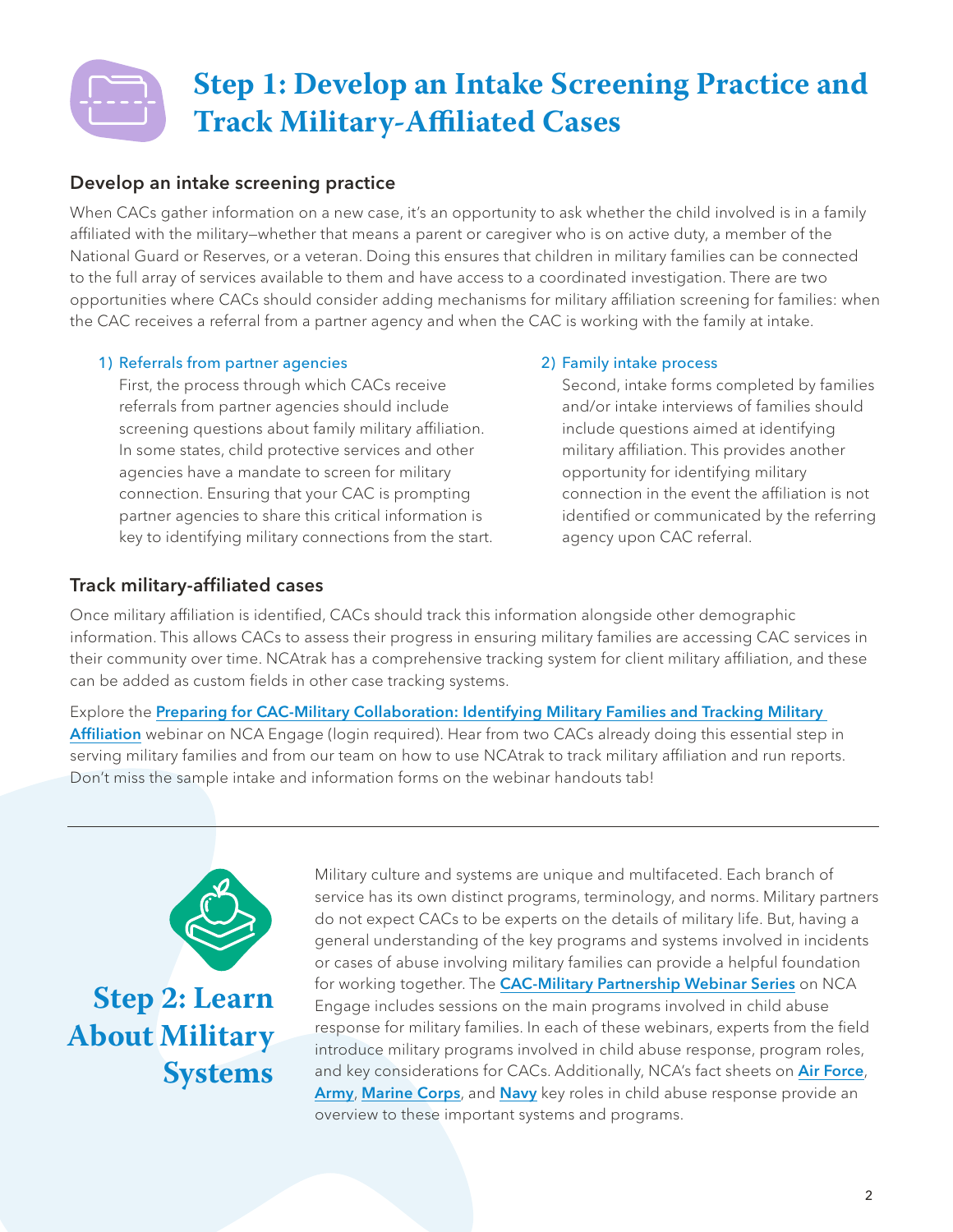# Step 1: Develop an Intake Screening Practice and Track Military-Affiliated Cases

## Develop an intake screening practice

When CACs gather information on a new case, it's an opportunity to ask whether the child involved is in a family affiliated with the military—whether that means a parent or caregiver who is on active duty, a member of the National Guard or Reserves, or a veteran. Doing this ensures that children in military families can be connected to the full array of services available to them and have access to a coordinated investigation. There are two opportunities where CACs should consider adding mechanisms for military affiliation screening for families: when the CAC receives a referral from a partner agency and when the CAC is working with the family at intake.

### 1) Referrals from partner agencies

First, the process through which CACs receive referrals from partner agencies should include screening questions about family military affiliation. In some states, child protective services and other agencies have a mandate to screen for military connection. Ensuring that your CAC is prompting partner agencies to share this critical information is key to identifying military connections from the start.

### 2) Family intake process

Second, intake forms completed by families and/or intake interviews of families should include questions aimed at identifying military affiliation. This provides another opportunity for identifying military connection in the event the affiliation is not identified or communicated by the referring agency upon CAC referral.

## Track military-affiliated cases

Once military affiliation is identified, CACs should track this information alongside other demographic information. This allows CACs to assess their progress in ensuring military families are accessing CAC services in their community over time. NCAtrak has a comprehensive tracking system for client military affiliation, and these can be added as custom fields in other case tracking systems.

Explore the **Preparing for CAC-Military Collaboration: Identifying Military Families and Tracking Military Affiliation** webinar on NCA Engage (login required). Hear from two CACs already doing this essential step in serving military families and from our team on how to use NCAtrak to track military affiliation and run reports. Don't miss the sample intake and information forms on the webinar handouts tab!

---

# Step 2: Learn About Military Systems

Military culture and systems are unique and multifaceted. Each branch of service has its own distinct programs, terminology, and norms. Military partners do not expect CACs to be experts on the details of military life. But, having a general understanding of the key programs and systems involved in incidents or cases of abuse involving military families can provide a helpful foundation for working together. The **CAC-Military Partnership Webinar Series** on NCA Engage includes sessions on the main programs involved in child abuse response for military families. In each of these webinars, experts from the field introduce military programs involved in child abuse response, program roles, and key considerations for CACs. Additionally, NCA's fact sheets on **Air Force**, **Army**, **Marine Corps**, and **Navy** key roles in child abuse response provide an overview to these important systems and programs.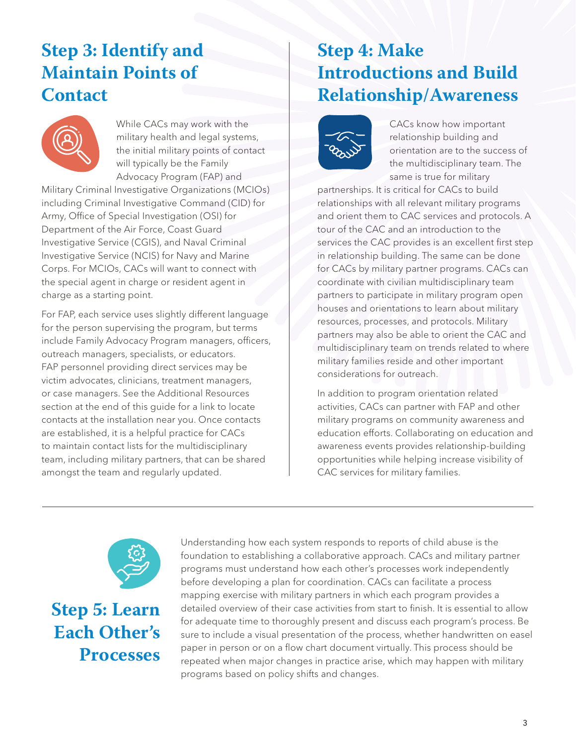## Step 3: Identify and Maintain Points of Contact

While CACs may work with the military health and legal systems, the initial military points of contact will typically be the Family Advocacy Program (FAP) and Military Criminal Investigative Organizations (MCIOs) including Criminal Investigative Command (CID) for Army, Office of Special Investigation (OSI) for Department of the Air Force, Coast Guard Investigative Service (CGIS), and Naval Criminal Investigative Service (NCIS) for Navy and Marine Corps. For MCIOs, CACs will want to connect with the special agent in charge or resident agent in charge as a starting point.

For FAP, each service uses slightly different language for the person supervising the program, but terms include Family Advocacy Program managers, officers, outreach managers, specialists, or educators. FAP personnel providing direct services may be victim advocates, clinicians, treatment managers, or case managers. See the Additional Resources section at the end of this guide for a link to locate contacts at the installation near you. Once contacts are established, it is a helpful practice for CACs to maintain contact lists for the multidisciplinary team, including military partners, that can be shared amongst the team and regularly updated.

## Step 4: Make Introductions and Build Relationship/Awareness

CACs know how important relationship building and orientation are to the success of the multidisciplinary team. The same is true for military partnerships. It is critical for CACs to build relationships with all relevant military programs and orient them to CAC services and protocols. A tour of the CAC and an introduction to the services the CAC provides is an excellent first step in relationship building. The same can be done for CACs by military partner programs. CACs can coordinate with civilian multidisciplinary team partners to participate in military program open houses and orientations to learn about military resources, processes, and protocols. Military partners may also be able to orient the CAC and multidisciplinary team on trends related to where military families reside and other important considerations for outreach.

In addition to program orientation related activities, CACs can partner with FAP and other military programs on community awareness and education efforts. Collaborating on education and awareness events provides relationship-building opportunities while helping increase visibility of CAC services for military families.

## Step 5: Learn Each Other's Processes

Understanding how each system responds to reports of child abuse is the foundation to establishing a collaborative approach. CACs and military partner programs must understand how each other's processes work independently before developing a plan for coordination. CACs can facilitate a process mapping exercise with military partners in which each program provides a detailed overview of their case activities from start to finish. It is essential to allow for adequate time to thoroughly present and discuss each program's process. Be sure to include a visual presentation of the process, whether handwritten on easel paper in person or on a flow chart document virtually. This process should be repeated when major changes in practice arise, which may happen with military programs based on policy shifts and changes.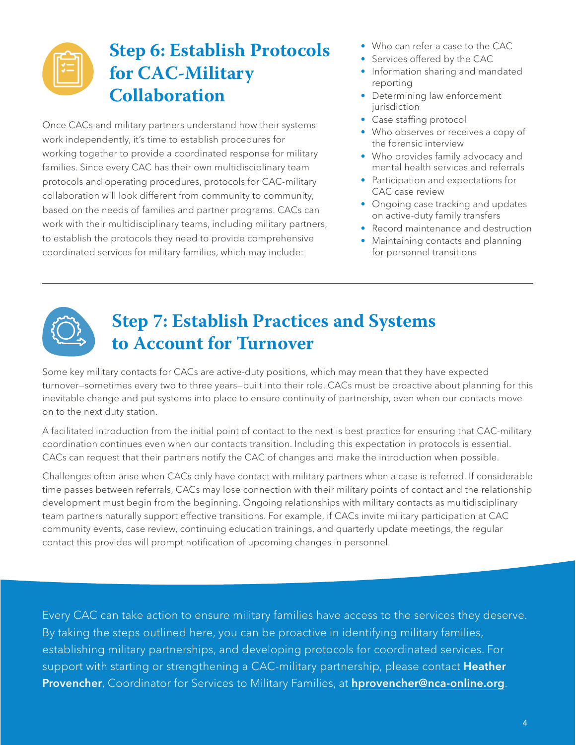## Step 6: Establish Protocols for CAC-Military Collaboration

Once CACs and military partners understand how their systems work independently, it's time to establish procedures for working together to provide a coordinated response for military families. Since every CAC has their own multidisciplinary team protocols and operating procedures, protocols for CAC-military collaboration will look different from community to community, based on the needs of families and partner programs. CACs can work with their multidisciplinary teams, including military partners, to establish the protocols they need to provide comprehensive coordinated services for military families, which may include:

- Who can refer a case to the CAC
- Services offered by the CAC
- Information sharing and mandated reporting
- Determining law enforcement jurisdiction
- Case staffing protocol
- Who observes or receives a copy of the forensic interview
- Who provides family advocacy and mental health services and referrals
- Participation and expectations for CAC case review
- Ongoing case tracking and updates on active-duty family transfers
- Record maintenance and destruction
- Maintaining contacts and planning for personnel transitions

---

## Step 7: Establish Practices and Systems to Account for Turnover

Some key military contacts for CACs are active-duty positions, which may mean that they have expected turnover—sometimes every two to three years—built into their role. CACs must be proactive about planning for this inevitable change and put systems into place to ensure continuity of partnership, even when our contacts move on to the next duty station.

A facilitated introduction from the initial point of contact to the next is best practice for ensuring that CAC-military coordination continues even when our contacts transition. Including this expectation in protocols is essential. CACs can request that their partners notify the CAC of changes and make the introduction when possible.

Challenges often arise when CACs only have contact with military partners when a case is referred. If considerable time passes between referrals, CACs may lose connection with their military points of contact and the relationship development must begin from the beginning. Ongoing relationships with military contacts as multidisciplinary team partners naturally support effective transitions. For example, if CACs invite military participation at CAC community events, case review, continuing education trainings, and quarterly update meetings, the regular contact this provides will prompt notification of upcoming changes in personnel.

Every CAC can take action to ensure military families have access to the services they deserve. By taking the steps outlined here, you can be proactive in identifying military families, establishing military partnerships, and developing protocols for coordinated services. For support with starting or strengthening a CAC-military partnership, please contact **Heather Provencher**, Coordinator for Services to Military Families, at **hprovencher@nca-online.org**.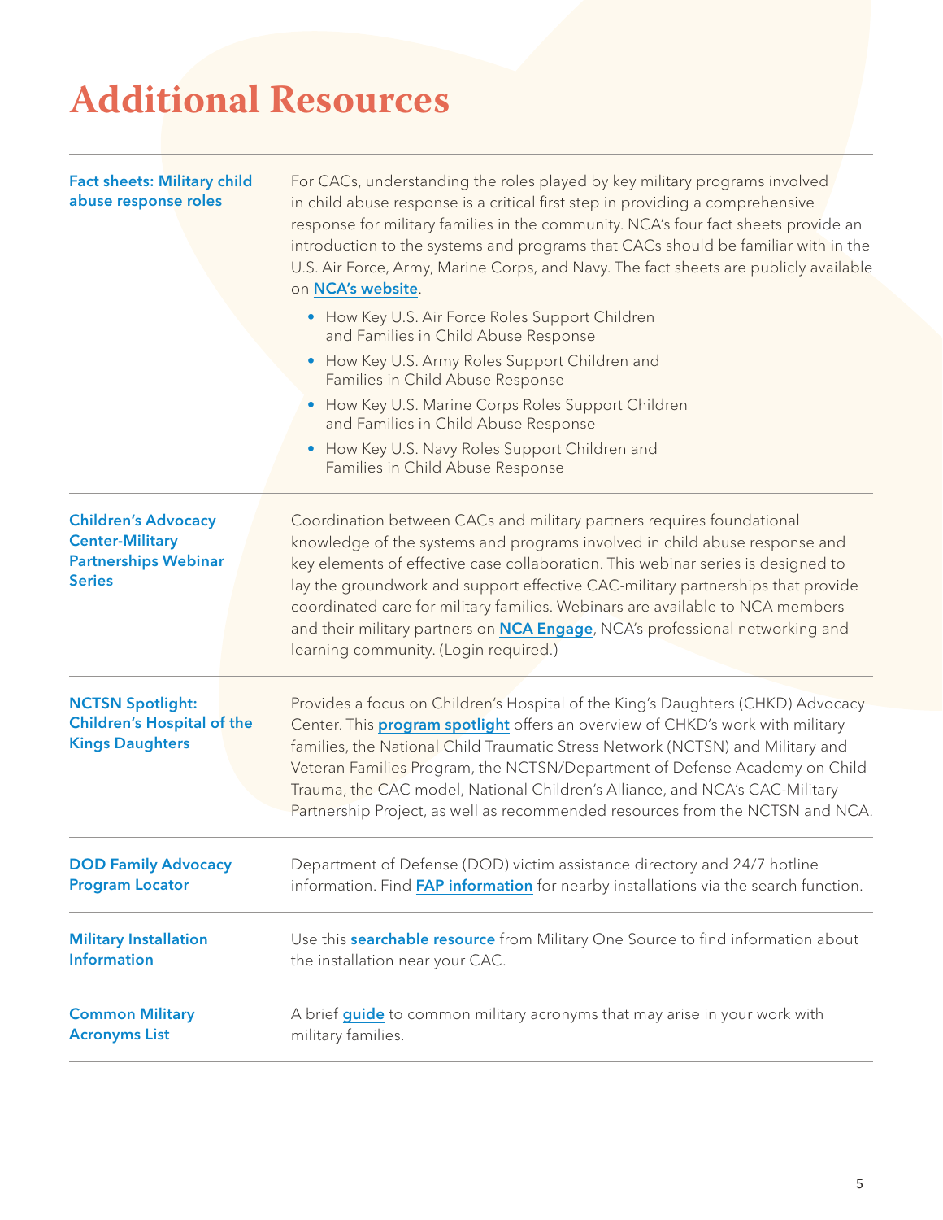# Additional Resources

| | |
|---|---|
| **Fact sheets: Military child abuse response roles** | For CACs, understanding the roles played by key military programs involved in child abuse response is a critical first step in providing a comprehensive response for military families in the community. NCA's four fact sheets provide an introduction to the systems and programs that CACs should be familiar with in the U.S. Air Force, Army, Marine Corps, and Navy. The fact sheets are publicly available on **NCA's website**.<br>• How Key U.S. Air Force Roles Support Children and Families in Child Abuse Response<br>• How Key U.S. Army Roles Support Children and Families in Child Abuse Response<br>• How Key U.S. Marine Corps Roles Support Children and Families in Child Abuse Response<br>• How Key U.S. Navy Roles Support Children and Families in Child Abuse Response |
| **Children's Advocacy Center-Military Partnerships Webinar Series** | Coordination between CACs and military partners requires foundational knowledge of the systems and programs involved in child abuse response and key elements of effective case collaboration. This webinar series is designed to lay the groundwork and support effective CAC-military partnerships that provide coordinated care for military families. Webinars are available to NCA members and their military partners on **NCA Engage**, NCA's professional networking and learning community. (Login required.) |
| **NCTSN Spotlight: Children's Hospital of the Kings Daughters** | Provides a focus on Children's Hospital of the King's Daughters (CHKD) Advocacy Center. This **program spotlight** offers an overview of CHKD's work with military families, the National Child Traumatic Stress Network (NCTSN) and Military and Veteran Families Program, the NCTSN/Department of Defense Academy on Child Trauma, the CAC model, National Children's Alliance, and NCA's CAC-Military Partnership Project, as well as recommended resources from the NCTSN and NCA. |
| **DOD Family Advocacy Program Locator** | Department of Defense (DOD) victim assistance directory and 24/7 hotline information. Find **FAP information** for nearby installations via the search function. |
| **Military Installation Information** | Use this **searchable resource** from Military One Source to find information about the installation near your CAC. |
| **Common Military Acronyms List** | A brief **guide** to common military acronyms that may arise in your work with military families. |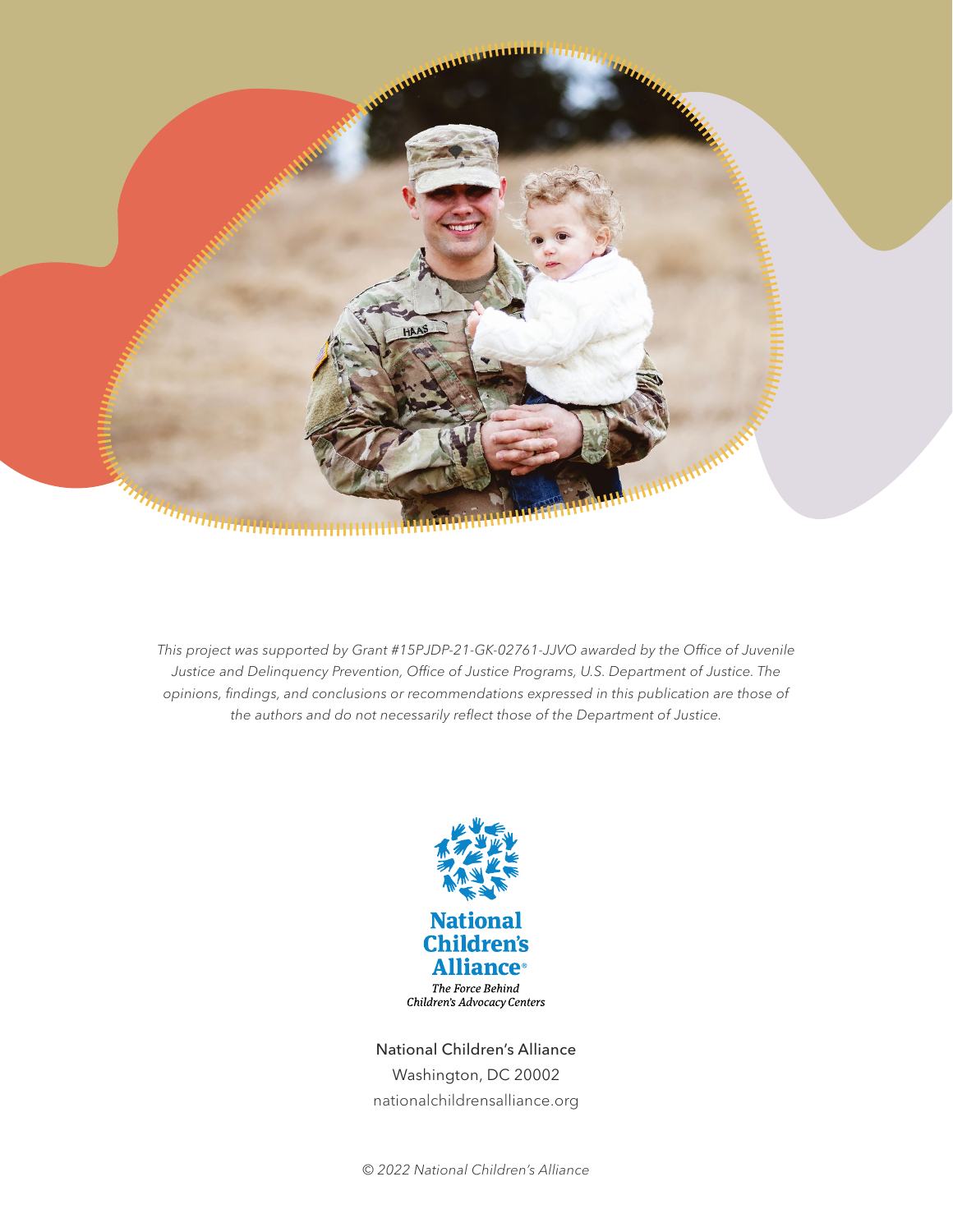*This project was supported by Grant #15PJDP-21-GK-02761-JJVO awarded by the Office of Juvenile Justice and Delinquency Prevention, Office of Justice Programs, U.S. Department of Justice. The opinions, findings, and conclusions or recommendations expressed in this publication are those of the authors and do not necessarily reflect those of the Department of Justice.*

**National Children's Alliance®**

*The Force Behind Children's Advocacy Centers*

National Children's Alliance
Washington, DC 20002
nationalchildrensalliance.org

*© 2022 National Children's Alliance*